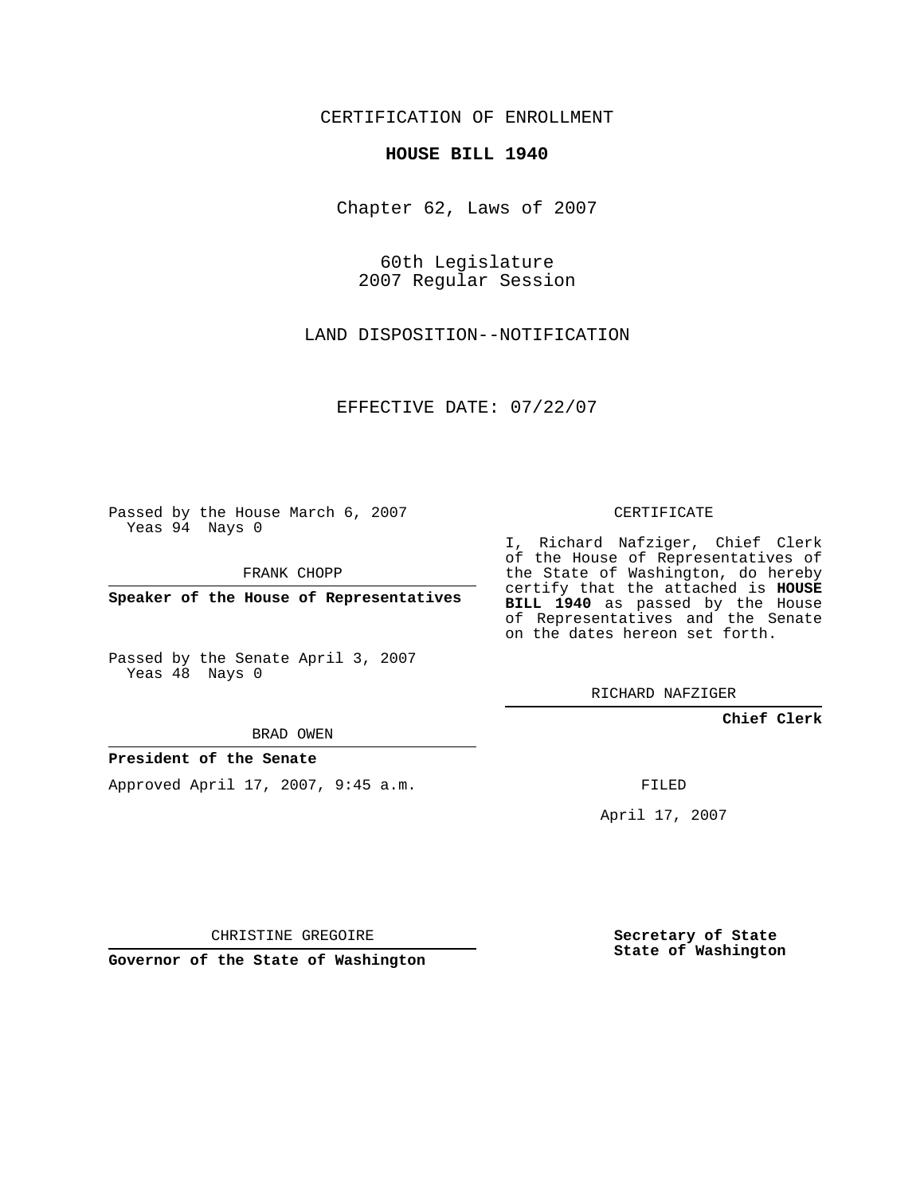CERTIFICATION OF ENROLLMENT

# HOUSE BILL 1940

Chapter 62, Laws of 2007

60th Legislature
2007 Regular Session

LAND DISPOSITION--NOTIFICATION

EFFECTIVE DATE: 07/22/07

Passed by the House March 6, 2007
Yeas 94 Nays 0

FRANK CHOPP

**Speaker of the House of Representatives**

Passed by the Senate April 3, 2007
Yeas 48 Nays 0

BRAD OWEN

**President of the Senate**

Approved April 17, 2007, 9:45 a.m.

CHRISTINE GREGOIRE

**Governor of the State of Washington**

CERTIFICATE

I, Richard Nafziger, Chief Clerk of the House of Representatives of the State of Washington, do hereby certify that the attached is **HOUSE BILL 1940** as passed by the House of Representatives and the Senate on the dates hereon set forth.

RICHARD NAFZIGER

**Chief Clerk**

FILED

April 17, 2007

**Secretary of State**
**State of Washington**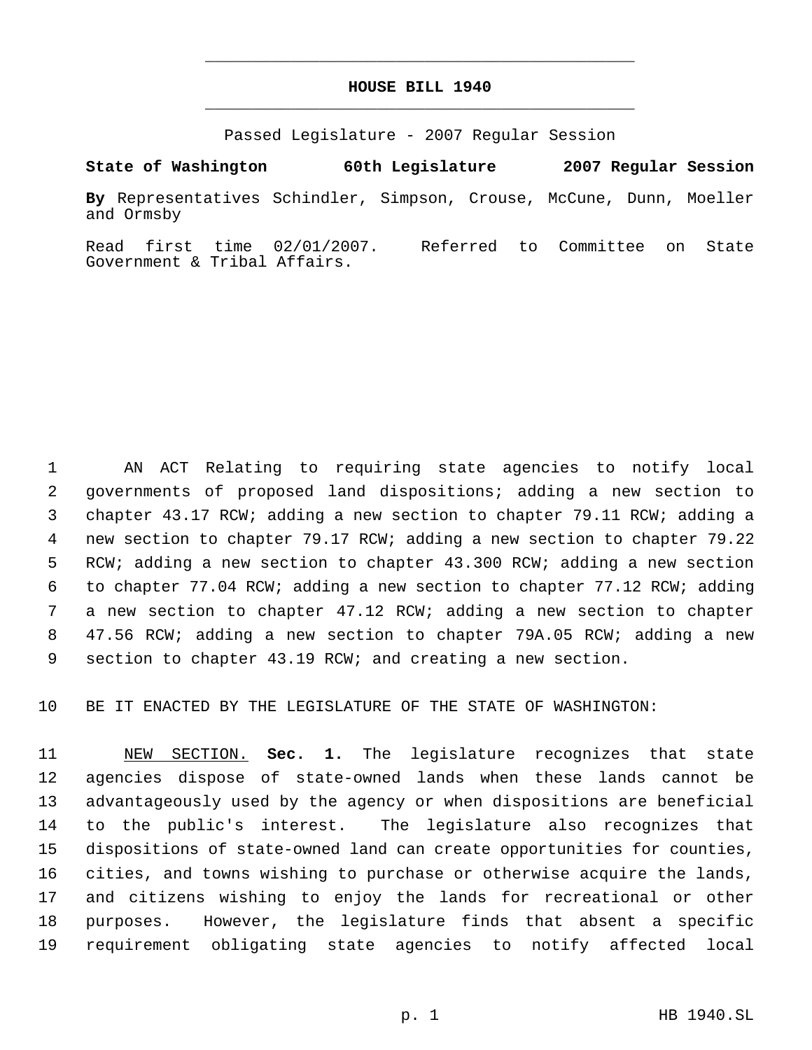# HOUSE BILL 1940

Passed Legislature - 2007 Regular Session

**State of Washington 60th Legislature 2007 Regular Session**

**By** Representatives Schindler, Simpson, Crouse, McCune, Dunn, Moeller and Ormsby

Read first time 02/01/2007. Referred to Committee on State Government & Tribal Affairs.

AN ACT Relating to requiring state agencies to notify local governments of proposed land dispositions; adding a new section to chapter 43.17 RCW; adding a new section to chapter 79.11 RCW; adding a new section to chapter 79.17 RCW; adding a new section to chapter 79.22 RCW; adding a new section to chapter 43.300 RCW; adding a new section to chapter 77.04 RCW; adding a new section to chapter 77.12 RCW; adding a new section to chapter 47.12 RCW; adding a new section to chapter 47.56 RCW; adding a new section to chapter 79A.05 RCW; adding a new section to chapter 43.19 RCW; and creating a new section.

BE IT ENACTED BY THE LEGISLATURE OF THE STATE OF WASHINGTON:

NEW SECTION. **Sec. 1.** The legislature recognizes that state agencies dispose of state-owned lands when these lands cannot be advantageously used by the agency or when dispositions are beneficial to the public's interest. The legislature also recognizes that dispositions of state-owned land can create opportunities for counties, cities, and towns wishing to purchase or otherwise acquire the lands, and citizens wishing to enjoy the lands for recreational or other purposes. However, the legislature finds that absent a specific requirement obligating state agencies to notify affected local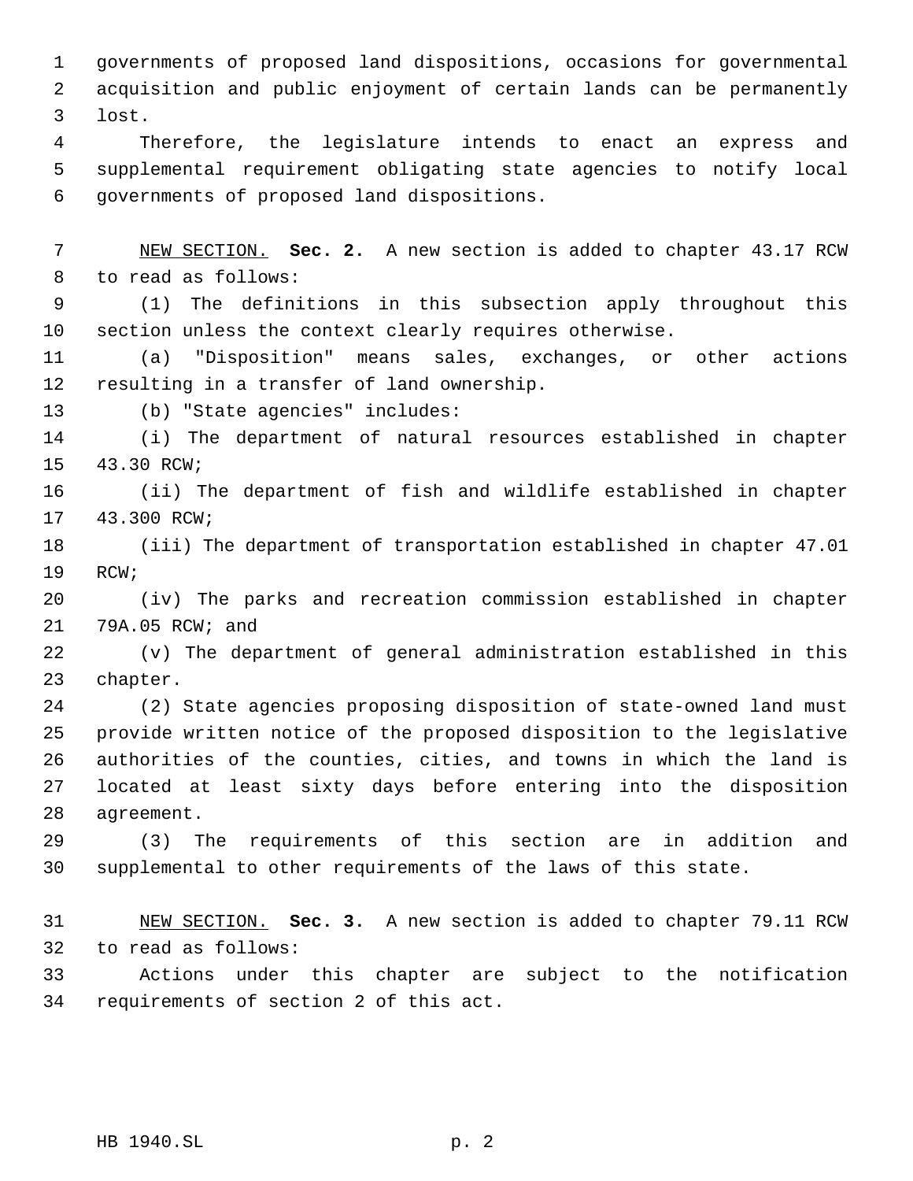governments of proposed land dispositions, occasions for governmental acquisition and public enjoyment of certain lands can be permanently lost.

Therefore, the legislature intends to enact an express and supplemental requirement obligating state agencies to notify local governments of proposed land dispositions.

NEW SECTION. **Sec. 2.** A new section is added to chapter 43.17 RCW to read as follows:

(1) The definitions in this subsection apply throughout this section unless the context clearly requires otherwise.

(a) "Disposition" means sales, exchanges, or other actions resulting in a transfer of land ownership.

(b) "State agencies" includes:

(i) The department of natural resources established in chapter 43.30 RCW;

(ii) The department of fish and wildlife established in chapter 43.300 RCW;

(iii) The department of transportation established in chapter 47.01 RCW;

(iv) The parks and recreation commission established in chapter 79A.05 RCW; and

(v) The department of general administration established in this chapter.

(2) State agencies proposing disposition of state-owned land must provide written notice of the proposed disposition to the legislative authorities of the counties, cities, and towns in which the land is located at least sixty days before entering into the disposition agreement.

(3) The requirements of this section are in addition and supplemental to other requirements of the laws of this state.

NEW SECTION. **Sec. 3.** A new section is added to chapter 79.11 RCW to read as follows:

Actions under this chapter are subject to the notification requirements of section 2 of this act.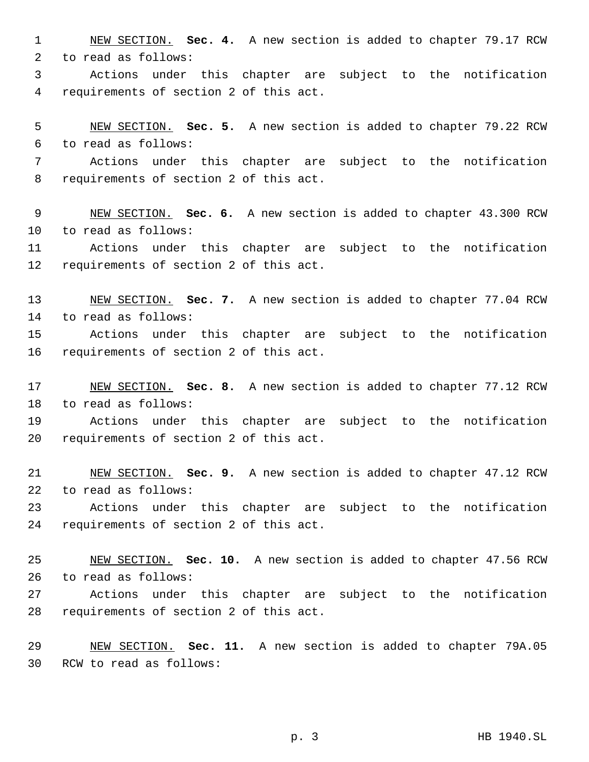NEW SECTION. **Sec. 4.** A new section is added to chapter 79.17 RCW to read as follows:

Actions under this chapter are subject to the notification requirements of section 2 of this act.

NEW SECTION. **Sec. 5.** A new section is added to chapter 79.22 RCW to read as follows:

Actions under this chapter are subject to the notification requirements of section 2 of this act.

NEW SECTION. **Sec. 6.** A new section is added to chapter 43.300 RCW to read as follows:

Actions under this chapter are subject to the notification requirements of section 2 of this act.

NEW SECTION. **Sec. 7.** A new section is added to chapter 77.04 RCW to read as follows:

Actions under this chapter are subject to the notification requirements of section 2 of this act.

NEW SECTION. **Sec. 8.** A new section is added to chapter 77.12 RCW to read as follows:

Actions under this chapter are subject to the notification requirements of section 2 of this act.

NEW SECTION. **Sec. 9.** A new section is added to chapter 47.12 RCW to read as follows:

Actions under this chapter are subject to the notification requirements of section 2 of this act.

NEW SECTION. **Sec. 10.** A new section is added to chapter 47.56 RCW to read as follows:

Actions under this chapter are subject to the notification requirements of section 2 of this act.

NEW SECTION. **Sec. 11.** A new section is added to chapter 79A.05 RCW to read as follows: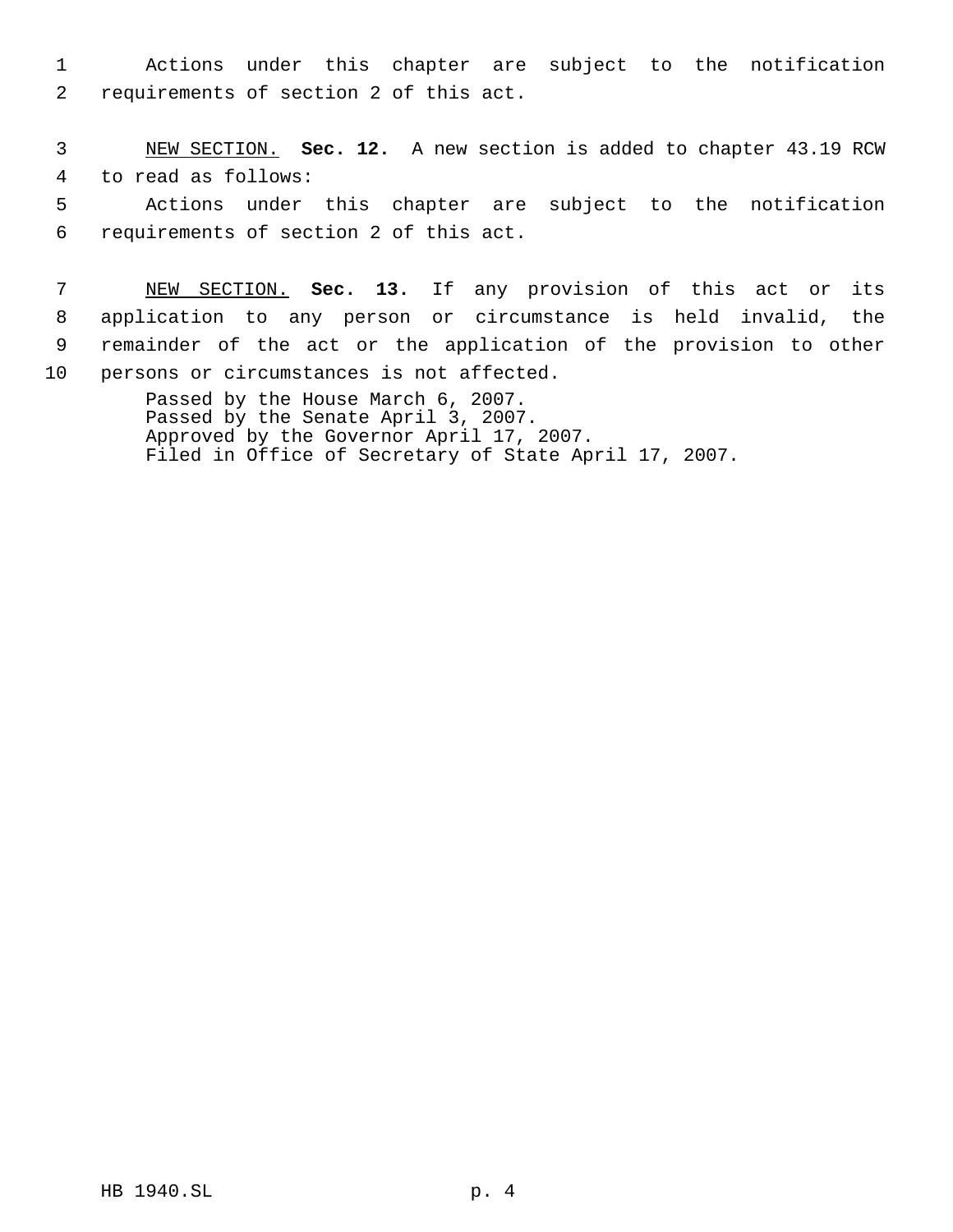Actions under this chapter are subject to the notification requirements of section 2 of this act.

<u>NEW SECTION.</u> **Sec. 12.** A new section is added to chapter 43.19 RCW to read as follows:

Actions under this chapter are subject to the notification requirements of section 2 of this act.

<u>NEW SECTION.</u> **Sec. 13.** If any provision of this act or its application to any person or circumstance is held invalid, the remainder of the act or the application of the provision to other persons or circumstances is not affected.

Passed by the House March 6, 2007.
Passed by the Senate April 3, 2007.
Approved by the Governor April 17, 2007.
Filed in Office of Secretary of State April 17, 2007.